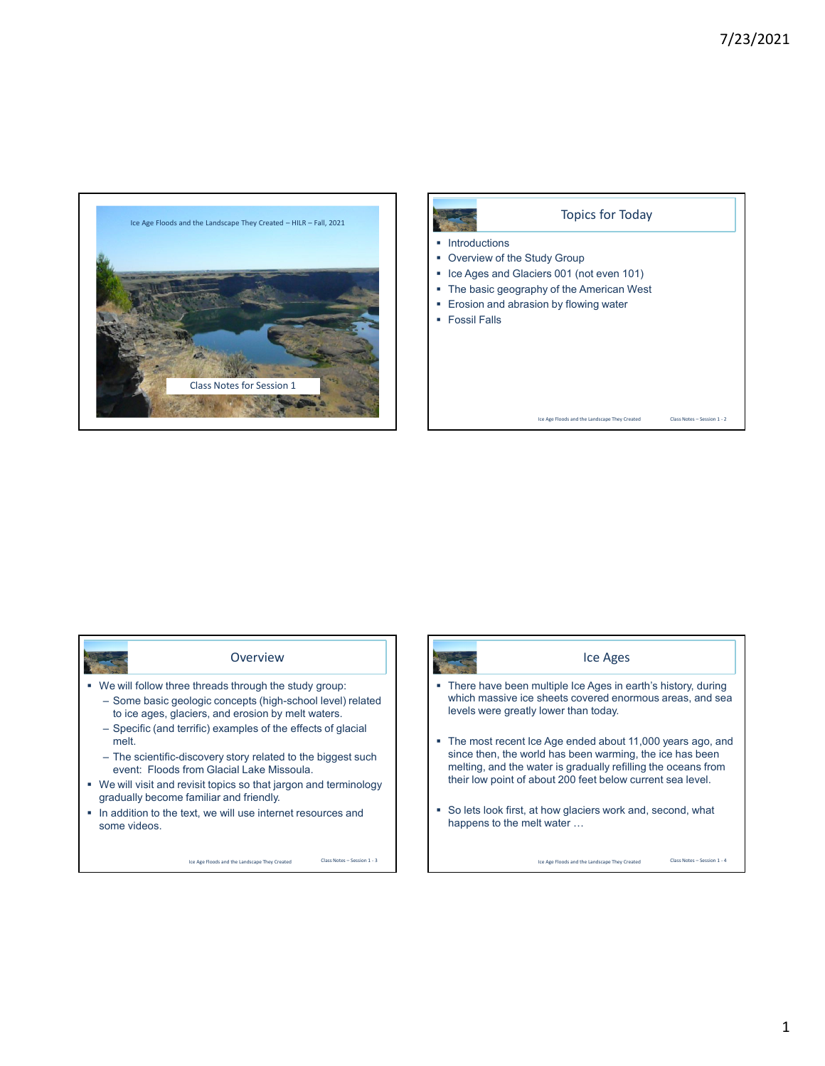Ice Age Floods and the Landscape They Created – HILR – Fall, 2021

Class Notes for Session 1

## Topics for Today

- Introductions
- Overview of the Study Group
- Ice Ages and Glaciers 001 (not even 101)
- The basic geography of the American West
- Erosion and abrasion by flowing water
- Fossil Falls

## Overview

- We will follow three threads through the study group:
  - Some basic geologic concepts (high-school level) related to ice ages, glaciers, and erosion by melt waters.
  - Specific (and terrific) examples of the effects of glacial melt.
  - The scientific-discovery story related to the biggest such event: Floods from Glacial Lake Missoula.
- We will visit and revisit topics so that jargon and terminology gradually become familiar and friendly.
- In addition to the text, we will use internet resources and some videos.

## Ice Ages

- There have been multiple Ice Ages in earth's history, during which massive ice sheets covered enormous areas, and sea levels were greatly lower than today.
- The most recent Ice Age ended about 11,000 years ago, and since then, the world has been warming, the ice has been melting, and the water is gradually refilling the oceans from their low point of about 200 feet below current sea level.
- So lets look first, at how glaciers work and, second, what happens to the melt water …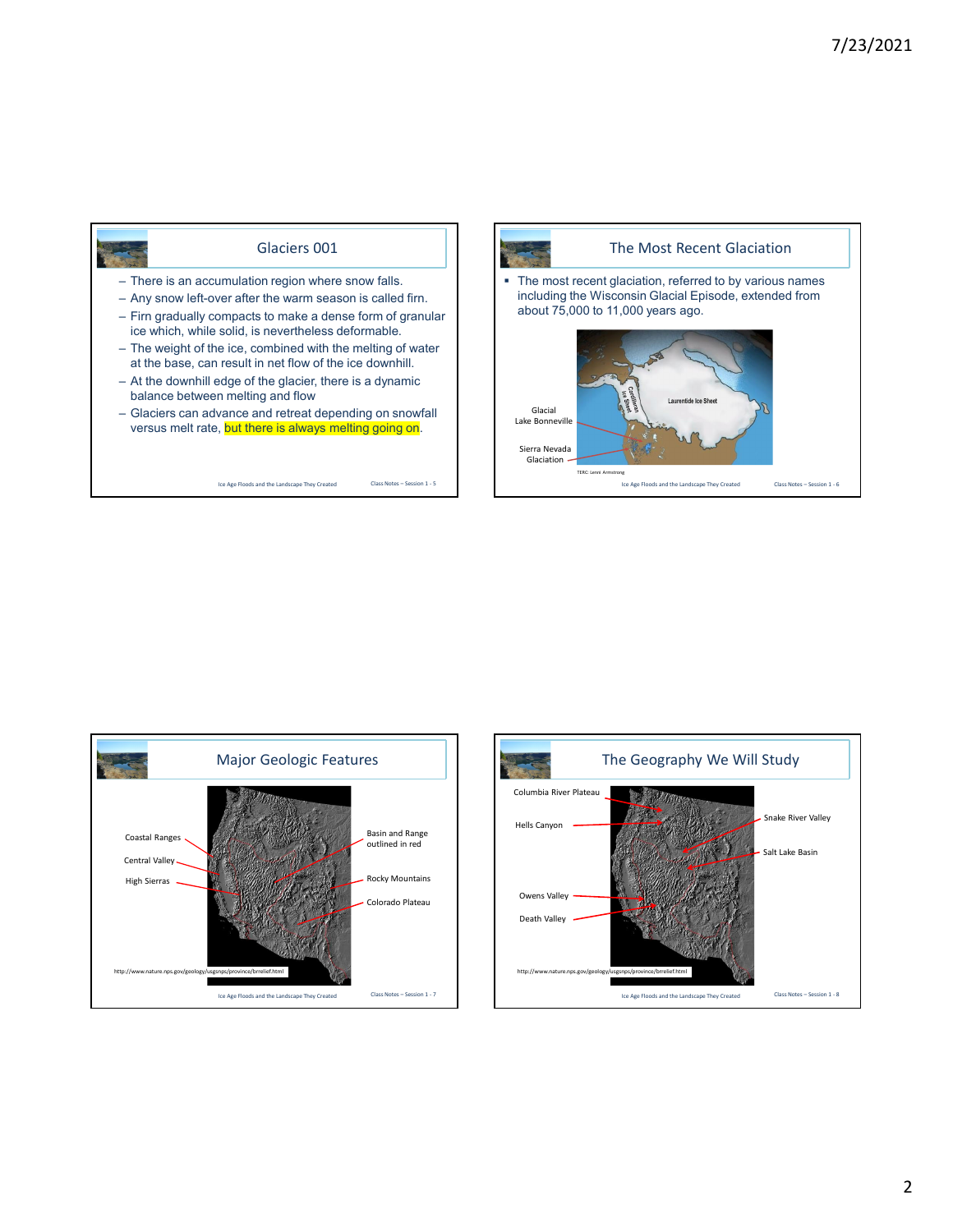## Glaciers 001

- There is an accumulation region where snow falls.
- Any snow left-over after the warm season is called firn.
- Firn gradually compacts to make a dense form of granular ice which, while solid, is nevertheless deformable.
- The weight of the ice, combined with the melting of water at the base, can result in net flow of the ice downhill.
- At the downhill edge of the glacier, there is a dynamic balance between melting and flow
- Glaciers can advance and retreat depending on snowfall versus melt rate, but there is always melting going on.

## The Most Recent Glaciation

- The most recent glaciation, referred to by various names including the Wisconsin Glacial Episode, extended from about 75,000 to 11,000 years ago.

Glacial Lake Bonneville

Sierra Nevada Glaciation

Cordilleran Ice Sheet

Laurentide Ice Sheet

TERC: Lenni Armstrong

## Major Geologic Features

Coastal Ranges

Central Valley

High Sierras

Basin and Range outlined in red

Rocky Mountains

Colorado Plateau

http://www.nature.nps.gov/geology/usgsnps/province/brrelief.html

## The Geography We Will Study

Columbia River Plateau

Hells Canyon

Snake River Valley

Salt Lake Basin

Owens Valley

Death Valley

http://www.nature.nps.gov/geology/usgsnps/province/brrelief.html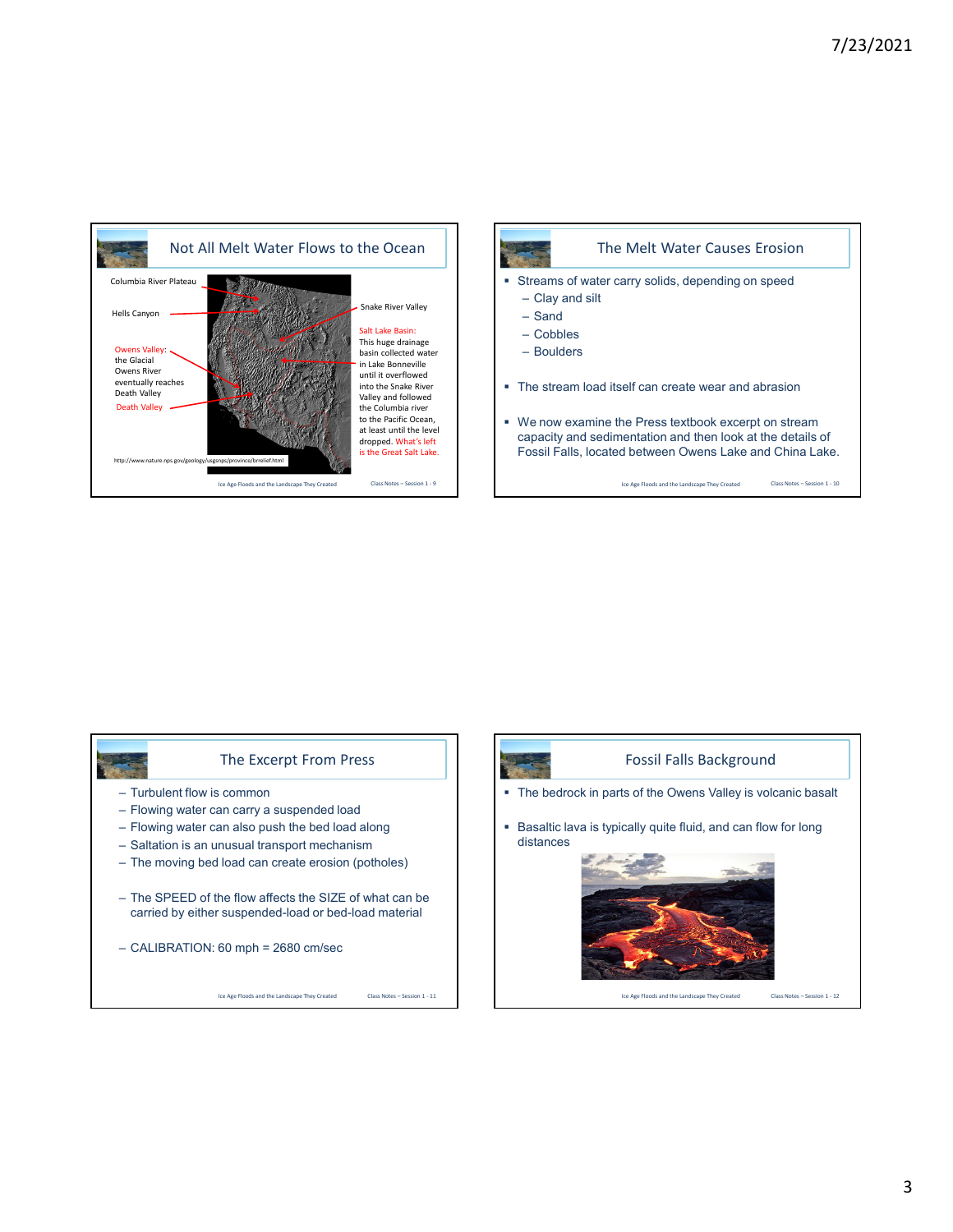## Not All Melt Water Flows to the Ocean

Columbia River Plateau

Hells Canyon

Owens Valley: the Glacial Owens River eventually reaches Death Valley

Death Valley

Snake River Valley

Salt Lake Basin: This huge drainage basin collected water in Lake Bonneville until it overflowed into the Snake River Valley and followed the Columbia river to the Pacific Ocean, at least until the level dropped. What's left is the Great Salt Lake.

http://www.nature.nps.gov/geology/usgsnps/province/brrelief.html

## The Melt Water Causes Erosion

- Streams of water carry solids, depending on speed
  - Clay and silt
  - Sand
  - Cobbles
  - Boulders
- The stream load itself can create wear and abrasion
- We now examine the Press textbook excerpt on stream capacity and sedimentation and then look at the details of Fossil Falls, located between Owens Lake and China Lake.

## The Excerpt From Press

- Turbulent flow is common
- Flowing water can carry a suspended load
- Flowing water can also push the bed load along
- Saltation is an unusual transport mechanism
- The moving bed load can create erosion (potholes)
- The SPEED of the flow affects the SIZE of what can be carried by either suspended-load or bed-load material
- CALIBRATION: 60 mph = 2680 cm/sec

## Fossil Falls Background

- The bedrock in parts of the Owens Valley is volcanic basalt
- Basaltic lava is typically quite fluid, and can flow for long distances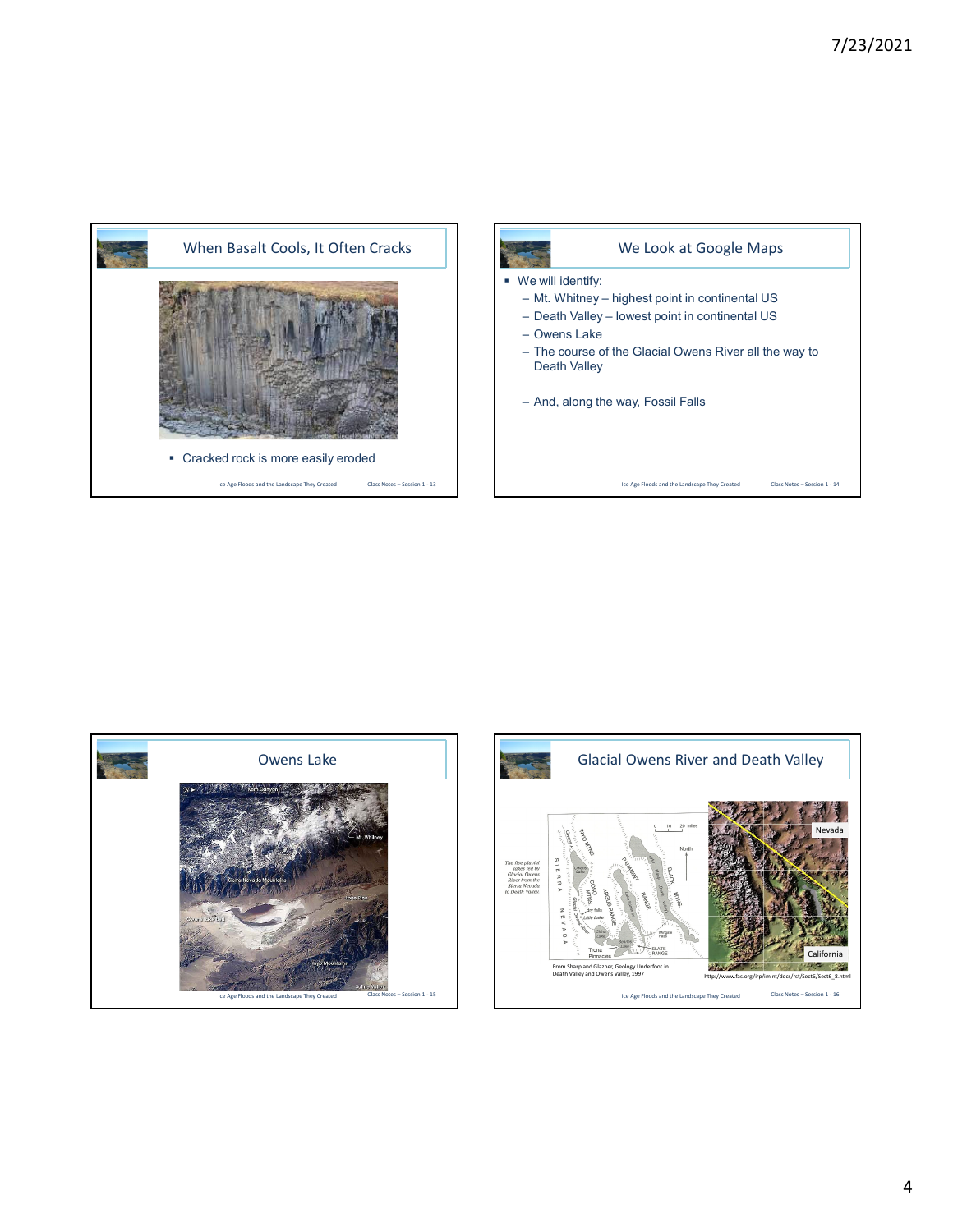## When Basalt Cools, It Often Cracks

- Cracked rock is more easily eroded

## We Look at Google Maps

- We will identify:
  - Mt. Whitney – highest point in continental US
  - Death Valley – lowest point in continental US
  - Owens Lake
  - The course of the Glacial Owens River all the way to Death Valley
  - And, along the way, Fossil Falls

## Owens Lake

## Glacial Owens River and Death Valley

The five pluvial lakes fed by Glacial Owens River from the Sierra Nevada to Death Valley

From Sharp and Glazner, Geology Underfoot in Death Valley and Owens Valley, 1997

http://www.fas.org/irp/imint/docs/rst/Sect6/Sect6_8.html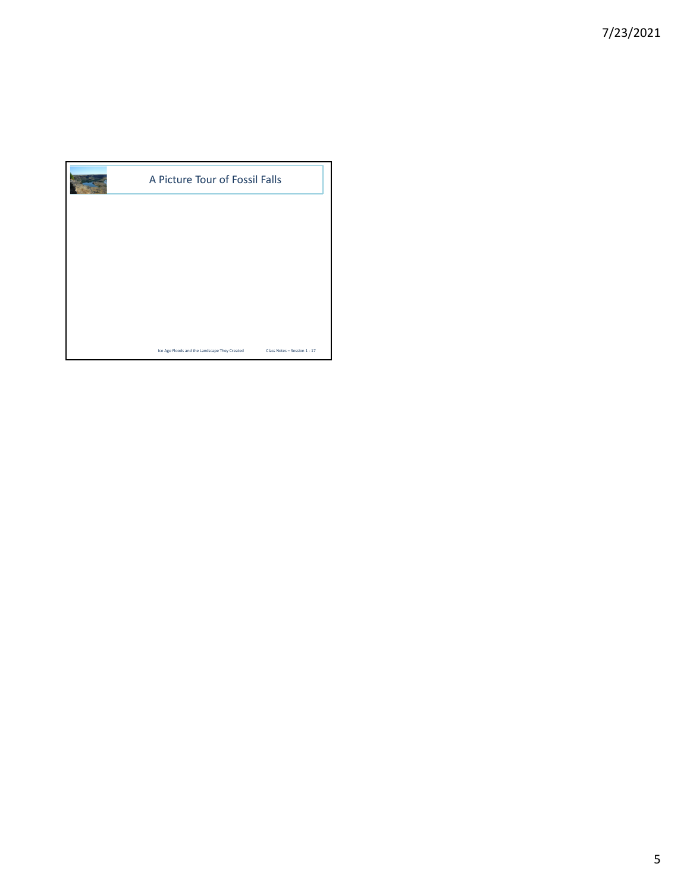## A Picture Tour of Fossil Falls

Ice Age Floods and the Landscape They Created    Class Notes – Session 1 - 17